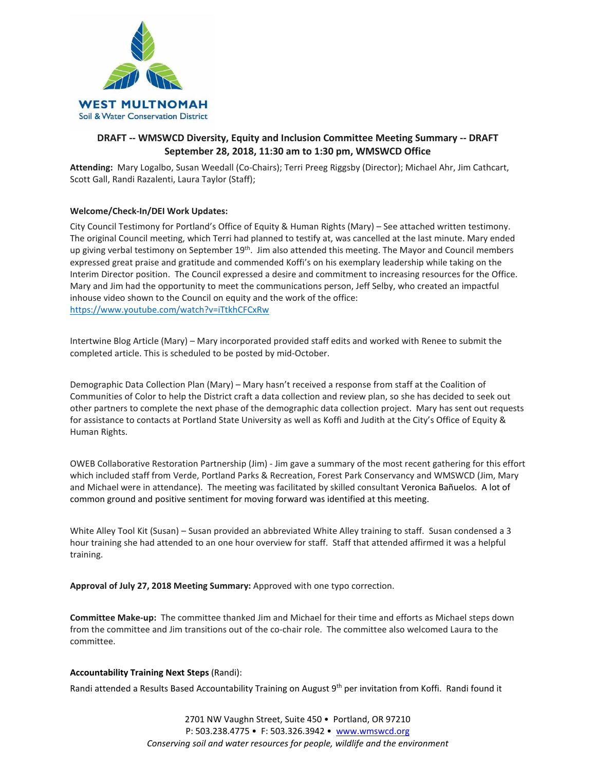WEST MULTNOMAH
Soil & Water Conservation District

## DRAFT -- WMSWCD Diversity, Equity and Inclusion Committee Meeting Summary -- DRAFT
## September 28, 2018, 11:30 am to 1:30 pm, WMSWCD Office

**Attending:** Mary Logalbo, Susan Weedall (Co-Chairs); Terri Preeg Riggsby (Director); Michael Ahr, Jim Cathcart, Scott Gall, Randi Razalenti, Laura Taylor (Staff);

**Welcome/Check-In/DEI Work Updates:**

City Council Testimony for Portland's Office of Equity & Human Rights (Mary) – See attached written testimony. The original Council meeting, which Terri had planned to testify at, was cancelled at the last minute. Mary ended up giving verbal testimony on September 19th. Jim also attended this meeting. The Mayor and Council members expressed great praise and gratitude and commended Koffi's on his exemplary leadership while taking on the Interim Director position. The Council expressed a desire and commitment to increasing resources for the Office. Mary and Jim had the opportunity to meet the communications person, Jeff Selby, who created an impactful inhouse video shown to the Council on equity and the work of the office: https://www.youtube.com/watch?v=iTtkhCFCxRw

Intertwine Blog Article (Mary) – Mary incorporated provided staff edits and worked with Renee to submit the completed article. This is scheduled to be posted by mid-October.

Demographic Data Collection Plan (Mary) – Mary hasn't received a response from staff at the Coalition of Communities of Color to help the District craft a data collection and review plan, so she has decided to seek out other partners to complete the next phase of the demographic data collection project. Mary has sent out requests for assistance to contacts at Portland State University as well as Koffi and Judith at the City's Office of Equity & Human Rights.

OWEB Collaborative Restoration Partnership (Jim) - Jim gave a summary of the most recent gathering for this effort which included staff from Verde, Portland Parks & Recreation, Forest Park Conservancy and WMSWCD (Jim, Mary and Michael were in attendance). The meeting was facilitated by skilled consultant Veronica Bañuelos. A lot of common ground and positive sentiment for moving forward was identified at this meeting.

White Alley Tool Kit (Susan) – Susan provided an abbreviated White Alley training to staff. Susan condensed a 3 hour training she had attended to an one hour overview for staff. Staff that attended affirmed it was a helpful training.

**Approval of July 27, 2018 Meeting Summary:** Approved with one typo correction.

**Committee Make-up:** The committee thanked Jim and Michael for their time and efforts as Michael steps down from the committee and Jim transitions out of the co-chair role. The committee also welcomed Laura to the committee.

**Accountability Training Next Steps** (Randi):

Randi attended a Results Based Accountability Training on August 9th per invitation from Koffi. Randi found it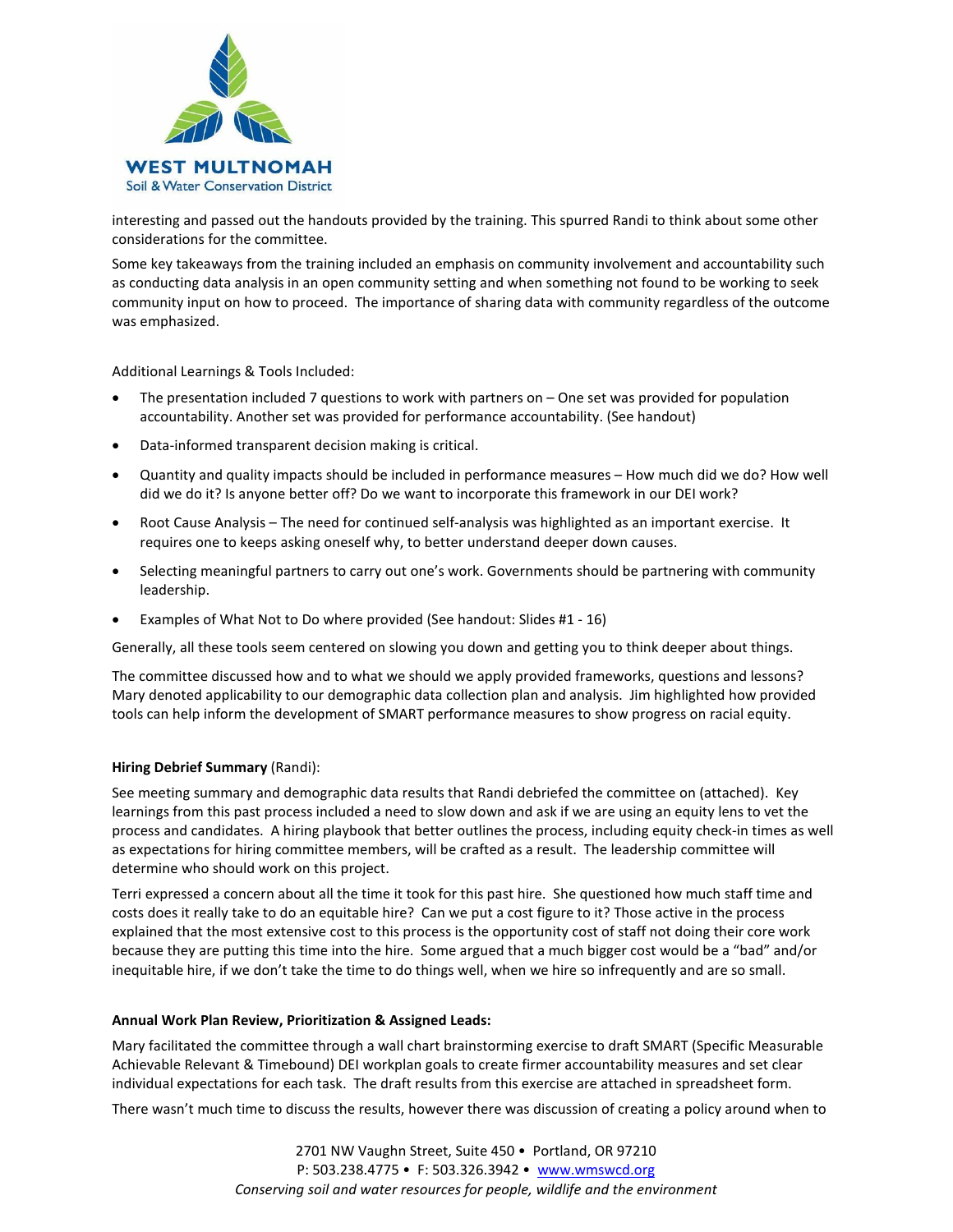interesting and passed out the handouts provided by the training. This spurred Randi to think about some other considerations for the committee.

Some key takeaways from the training included an emphasis on community involvement and accountability such as conducting data analysis in an open community setting and when something not found to be working to seek community input on how to proceed. The importance of sharing data with community regardless of the outcome was emphasized.

Additional Learnings & Tools Included:

- The presentation included 7 questions to work with partners on – One set was provided for population accountability. Another set was provided for performance accountability. (See handout)
- Data-informed transparent decision making is critical.
- Quantity and quality impacts should be included in performance measures – How much did we do? How well did we do it? Is anyone better off? Do we want to incorporate this framework in our DEI work?
- Root Cause Analysis – The need for continued self-analysis was highlighted as an important exercise. It requires one to keeps asking oneself why, to better understand deeper down causes.
- Selecting meaningful partners to carry out one's work. Governments should be partnering with community leadership.
- Examples of What Not to Do where provided (See handout: Slides #1 - 16)

Generally, all these tools seem centered on slowing you down and getting you to think deeper about things.

The committee discussed how and to what we should we apply provided frameworks, questions and lessons? Mary denoted applicability to our demographic data collection plan and analysis. Jim highlighted how provided tools can help inform the development of SMART performance measures to show progress on racial equity.

**Hiring Debrief Summary** (Randi):

See meeting summary and demographic data results that Randi debriefed the committee on (attached). Key learnings from this past process included a need to slow down and ask if we are using an equity lens to vet the process and candidates. A hiring playbook that better outlines the process, including equity check-in times as well as expectations for hiring committee members, will be crafted as a result. The leadership committee will determine who should work on this project.

Terri expressed a concern about all the time it took for this past hire. She questioned how much staff time and costs does it really take to do an equitable hire? Can we put a cost figure to it? Those active in the process explained that the most extensive cost to this process is the opportunity cost of staff not doing their core work because they are putting this time into the hire. Some argued that a much bigger cost would be a "bad" and/or inequitable hire, if we don't take the time to do things well, when we hire so infrequently and are so small.

**Annual Work Plan Review, Prioritization & Assigned Leads:**

Mary facilitated the committee through a wall chart brainstorming exercise to draft SMART (Specific Measurable Achievable Relevant & Timebound) DEI workplan goals to create firmer accountability measures and set clear individual expectations for each task. The draft results from this exercise are attached in spreadsheet form.

There wasn't much time to discuss the results, however there was discussion of creating a policy around when to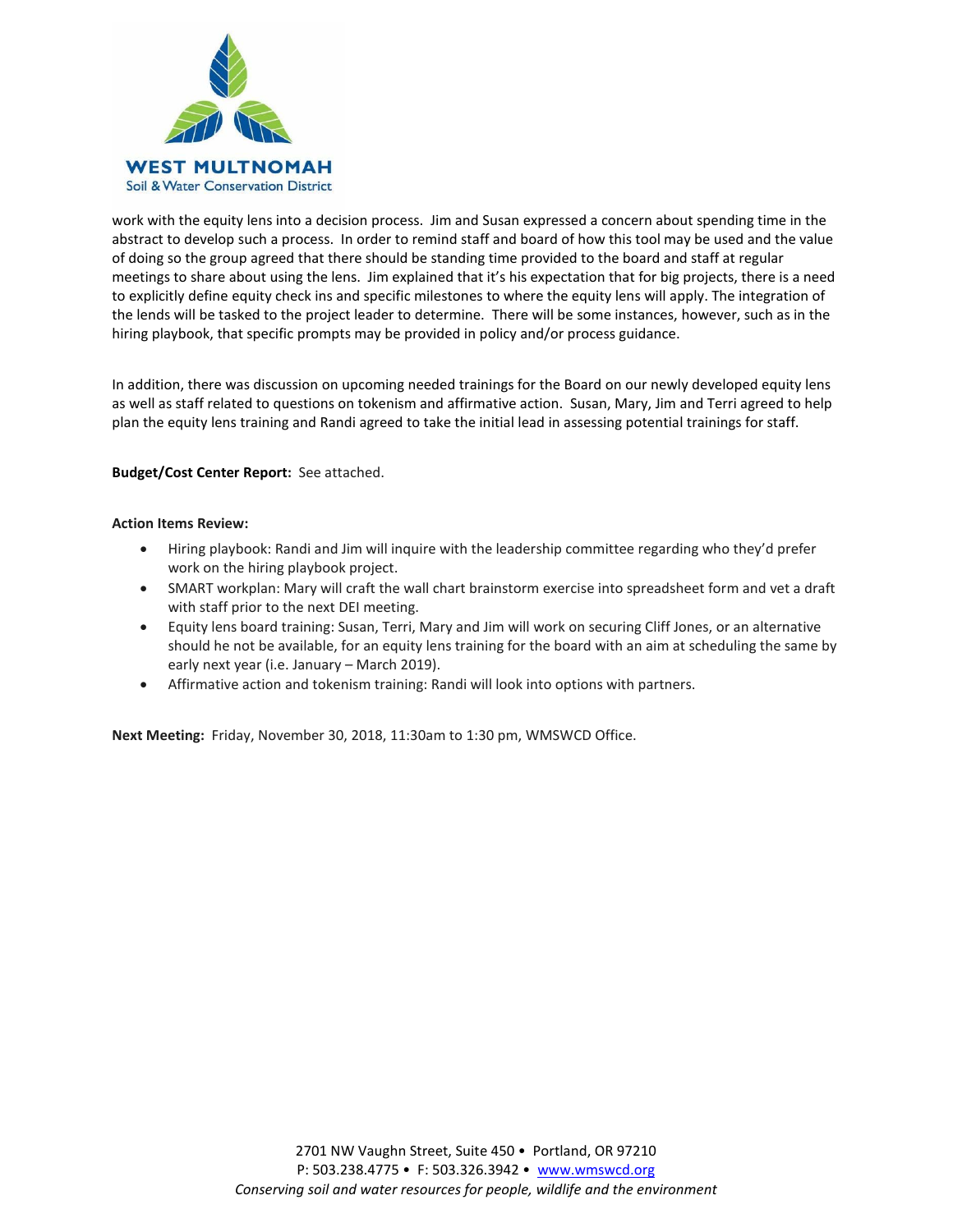work with the equity lens into a decision process. Jim and Susan expressed a concern about spending time in the abstract to develop such a process. In order to remind staff and board of how this tool may be used and the value of doing so the group agreed that there should be standing time provided to the board and staff at regular meetings to share about using the lens. Jim explained that it's his expectation that for big projects, there is a need to explicitly define equity check ins and specific milestones to where the equity lens will apply. The integration of the lends will be tasked to the project leader to determine. There will be some instances, however, such as in the hiring playbook, that specific prompts may be provided in policy and/or process guidance.

In addition, there was discussion on upcoming needed trainings for the Board on our newly developed equity lens as well as staff related to questions on tokenism and affirmative action. Susan, Mary, Jim and Terri agreed to help plan the equity lens training and Randi agreed to take the initial lead in assessing potential trainings for staff.

**Budget/Cost Center Report:** See attached.

**Action Items Review:**

- Hiring playbook: Randi and Jim will inquire with the leadership committee regarding who they'd prefer work on the hiring playbook project.
- SMART workplan: Mary will craft the wall chart brainstorm exercise into spreadsheet form and vet a draft with staff prior to the next DEI meeting.
- Equity lens board training: Susan, Terri, Mary and Jim will work on securing Cliff Jones, or an alternative should he not be available, for an equity lens training for the board with an aim at scheduling the same by early next year (i.e. January – March 2019).
- Affirmative action and tokenism training: Randi will look into options with partners.

**Next Meeting:** Friday, November 30, 2018, 11:30am to 1:30 pm, WMSWCD Office.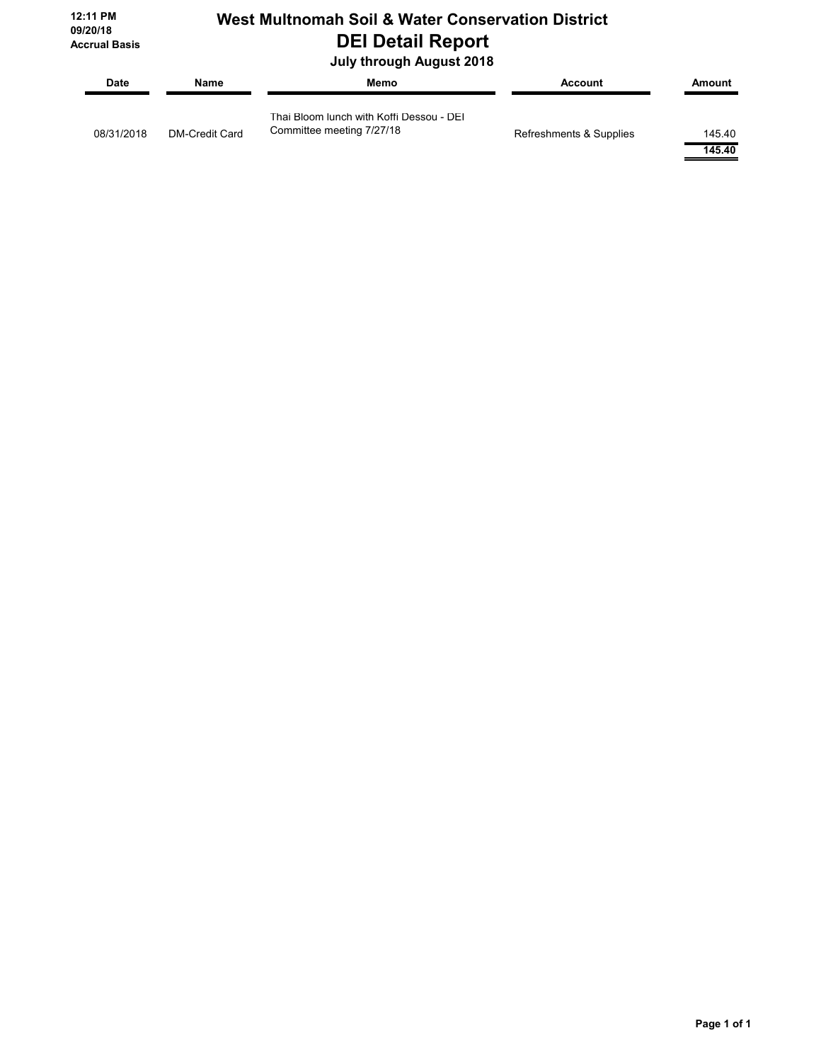12:11 PM
09/20/18
Accrual Basis

# West Multnomah Soil & Water Conservation District
## DEI Detail Report
### July through August 2018

| Date | Name | Memo | Account | Amount |
|---|---|---|---|---|
| 08/31/2018 | DM-Credit Card | Thai Bloom lunch with Koffi Dessou - DEI Committee meeting 7/27/18 | Refreshments & Supplies | 145.40 |
| | | | | **145.40** |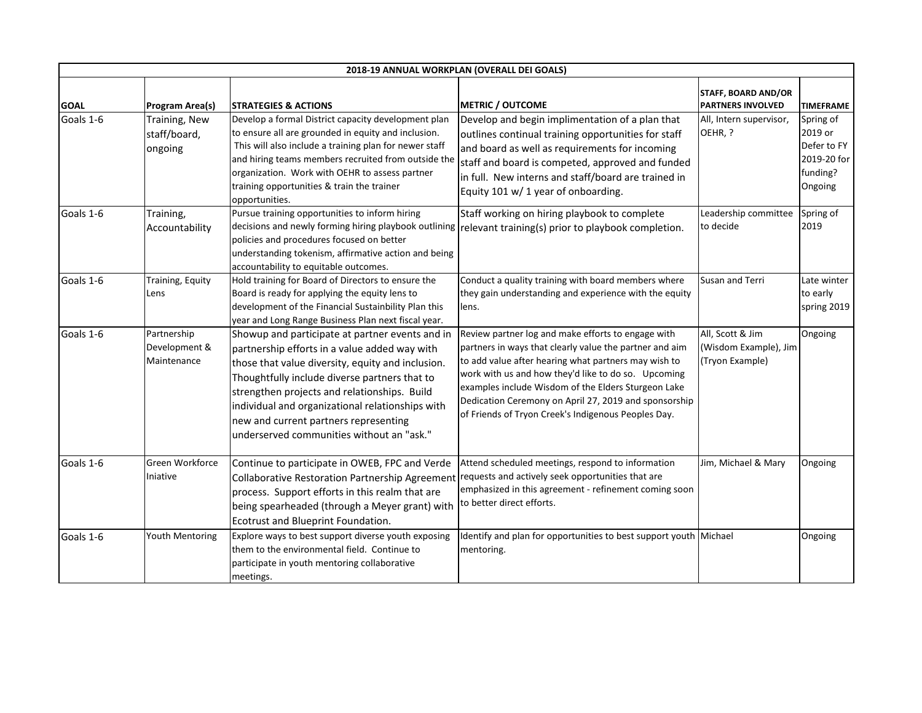| 2018-19 ANNUAL WORKPLAN (OVERALL DEI GOALS) | | | | | |
|---|---|---|---|---|---|
| **GOAL** | **Program Area(s)** | **STRATEGIES & ACTIONS** | **METRIC / OUTCOME** | **STAFF, BOARD AND/OR PARTNERS INVOLVED** | **TIMEFRAME** |
| Goals 1-6 | Training, New staff/board, ongoing | Develop a formal District capacity development plan to ensure all are grounded in equity and inclusion. This will also include a training plan for newer staff and hiring teams members recruited from outside the organization. Work with OEHR to assess partner training opportunities & train the trainer opportunities. | Develop and begin implimentation of a plan that outlines continual training opportunities for staff and board as well as requirements for incoming staff and board is competed, approved and funded in full. New interns and staff/board are trained in Equity 101 w/ 1 year of onboarding. | All, Intern supervisor, OEHR, ? | Spring of 2019 or Defer to FY 2019-20 for funding? Ongoing |
| Goals 1-6 | Training, Accountability | Pursue training opportunities to inform hiring decisions and newly forming hiring playbook outlining policies and procedures focused on better understanding tokenism, affirmative action and being accountability to equitable outcomes. | Staff working on hiring playbook to complete relevant training(s) prior to playbook completion. | Leadership committee to decide | Spring of 2019 |
| Goals 1-6 | Training, Equity Lens | Hold training for Board of Directors to ensure the Board is ready for applying the equity lens to development of the Financial Sustainbility Plan this year and Long Range Business Plan next fiscal year. | Conduct a quality training with board members where they gain understanding and experience with the equity lens. | Susan and Terri | Late winter to early spring 2019 |
| Goals 1-6 | Partnership Development & Maintenance | Showup and participate at partner events and in partnership efforts in a value added way with those that value diversity, equity and inclusion. Thoughtfully include diverse partners that to strengthen projects and relationships. Build individual and organizational relationships with new and current partners representing underserved communities without an "ask." | Review partner log and make efforts to engage with partners in ways that clearly value the partner and aim to add value after hearing what partners may wish to work with us and how they'd like to do so. Upcoming examples include Wisdom of the Elders Sturgeon Lake Dedication Ceremony on April 27, 2019 and sponsorship of Friends of Tryon Creek's Indigenous Peoples Day. | All, Scott & Jim (Wisdom Example), Jim (Tryon Example) | Ongoing |
| Goals 1-6 | Green Workforce Iniative | Continue to participate in OWEB, FPC and Verde Collaborative Restoration Partnership Agreement process. Support efforts in this realm that are being spearheaded (through a Meyer grant) with Ecotrust and Blueprint Foundation. | Attend scheduled meetings, respond to information requests and actively seek opportunities that are emphasized in this agreement - refinement coming soon to better direct efforts. | Jim, Michael & Mary | Ongoing |
| Goals 1-6 | Youth Mentoring | Explore ways to best support diverse youth exposing them to the environmental field. Continue to participate in youth mentoring collaborative meetings. | Identify and plan for opportunities to best support youth mentoring. | Michael | Ongoing |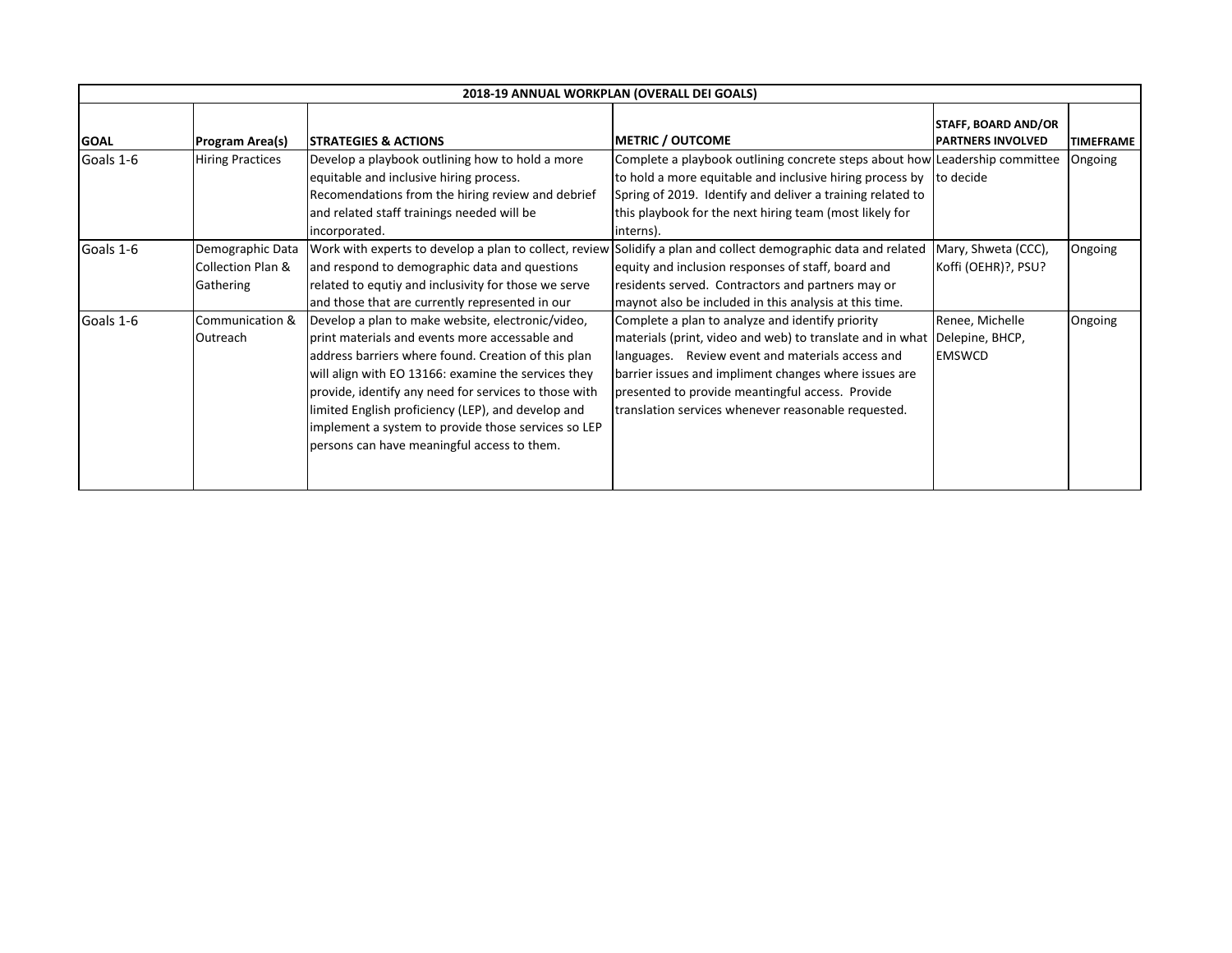| 2018-19 ANNUAL WORKPLAN (OVERALL DEI GOALS) | | | | | |
|---|---|---|---|---|---|
| **GOAL** | **Program Area(s)** | **STRATEGIES & ACTIONS** | **METRIC / OUTCOME** | **STAFF, BOARD AND/OR PARTNERS INVOLVED** | **TIMEFRAME** |
| Goals 1-6 | Hiring Practices | Develop a playbook outlining how to hold a more equitable and inclusive hiring process. Recomendations from the hiring review and debrief and related staff trainings needed will be incorporated. | Complete a playbook outlining concrete steps about how to hold a more equitable and inclusive hiring process by Spring of 2019. Identify and deliver a training related to this playbook for the next hiring team (most likely for interns). | Leadership committee to decide | Ongoing |
| Goals 1-6 | Demographic Data Collection Plan & Gathering | Work with experts to develop a plan to collect, review and respond to demographic data and questions related to equtiy and inclusivity for those we serve and those that are currently represented in our | Solidify a plan and collect demographic data and related equity and inclusion responses of staff, board and residents served. Contractors and partners may or maynot also be included in this analysis at this time. | Mary, Shweta (CCC), Koffi (OEHR)?, PSU? | Ongoing |
| Goals 1-6 | Communication & Outreach | Develop a plan to make website, electronic/video, print materials and events more accessable and address barriers where found. Creation of this plan will align with EO 13166: examine the services they provide, identify any need for services to those with limited English proficiency (LEP), and develop and implement a system to provide those services so LEP persons can have meaningful access to them. | Complete a plan to analyze and identify priority materials (print, video and web) to translate and in what languages. Review event and materials access and barrier issues and impliment changes where issues are presented to provide meantingful access. Provide translation services whenever reasonable requested. | Renee, Michelle Delepine, BHCP, EMSWCD | Ongoing |